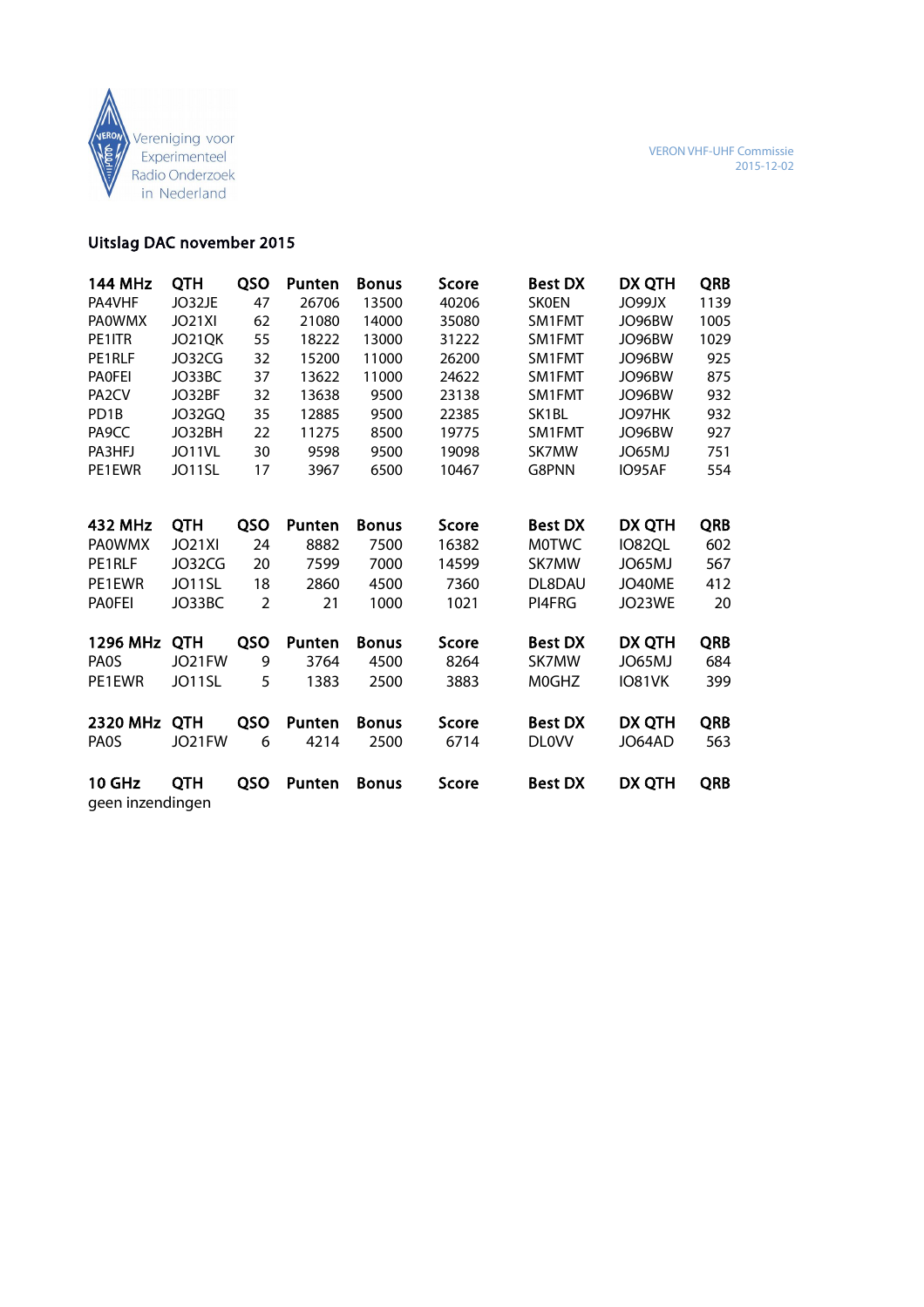Vereniging voor Experimenteel Radio Onderzoek in Nederland

VERON VHF-UHF Commissie
2015-12-02

## Uitslag DAC november 2015

| 144 MHz | QTH | QSO | Punten | Bonus | Score | Best DX | DX QTH | QRB |
|---|---|---|---|---|---|---|---|---|
| PA4VHF | JO32JE | 47 | 26706 | 13500 | 40206 | SK0EN | JO99JX | 1139 |
| PA0WMX | JO21XI | 62 | 21080 | 14000 | 35080 | SM1FMT | JO96BW | 1005 |
| PE1ITR | JO21QK | 55 | 18222 | 13000 | 31222 | SM1FMT | JO96BW | 1029 |
| PE1RLF | JO32CG | 32 | 15200 | 11000 | 26200 | SM1FMT | JO96BW | 925 |
| PA0FEI | JO33BC | 37 | 13622 | 11000 | 24622 | SM1FMT | JO96BW | 875 |
| PA2CV | JO32BF | 32 | 13638 | 9500 | 23138 | SM1FMT | JO96BW | 932 |
| PD1B | JO32GQ | 35 | 12885 | 9500 | 22385 | SK1BL | JO97HK | 932 |
| PA9CC | JO32BH | 22 | 11275 | 8500 | 19775 | SM1FMT | JO96BW | 927 |
| PA3HFJ | JO11VL | 30 | 9598 | 9500 | 19098 | SK7MW | JO65MJ | 751 |
| PE1EWR | JO11SL | 17 | 3967 | 6500 | 10467 | G8PNN | IO95AF | 554 |

| 432 MHz | QTH | QSO | Punten | Bonus | Score | Best DX | DX QTH | QRB |
|---|---|---|---|---|---|---|---|---|
| PA0WMX | JO21XI | 24 | 8882 | 7500 | 16382 | M0TWC | IO82QL | 602 |
| PE1RLF | JO32CG | 20 | 7599 | 7000 | 14599 | SK7MW | JO65MJ | 567 |
| PE1EWR | JO11SL | 18 | 2860 | 4500 | 7360 | DL8DAU | JO40ME | 412 |
| PA0FEI | JO33BC | 2 | 21 | 1000 | 1021 | PI4FRG | JO23WE | 20 |

| 1296 MHz | QTH | QSO | Punten | Bonus | Score | Best DX | DX QTH | QRB |
|---|---|---|---|---|---|---|---|---|
| PA0S | JO21FW | 9 | 3764 | 4500 | 8264 | SK7MW | JO65MJ | 684 |
| PE1EWR | JO11SL | 5 | 1383 | 2500 | 3883 | M0GHZ | IO81VK | 399 |

| 2320 MHz | QTH | QSO | Punten | Bonus | Score | Best DX | DX QTH | QRB |
|---|---|---|---|---|---|---|---|---|
| PA0S | JO21FW | 6 | 4214 | 2500 | 6714 | DL0VV | JO64AD | 563 |

| 10 GHz | QTH | QSO | Punten | Bonus | Score | Best DX | DX QTH | QRB |
|---|---|---|---|---|---|---|---|---|

geen inzendingen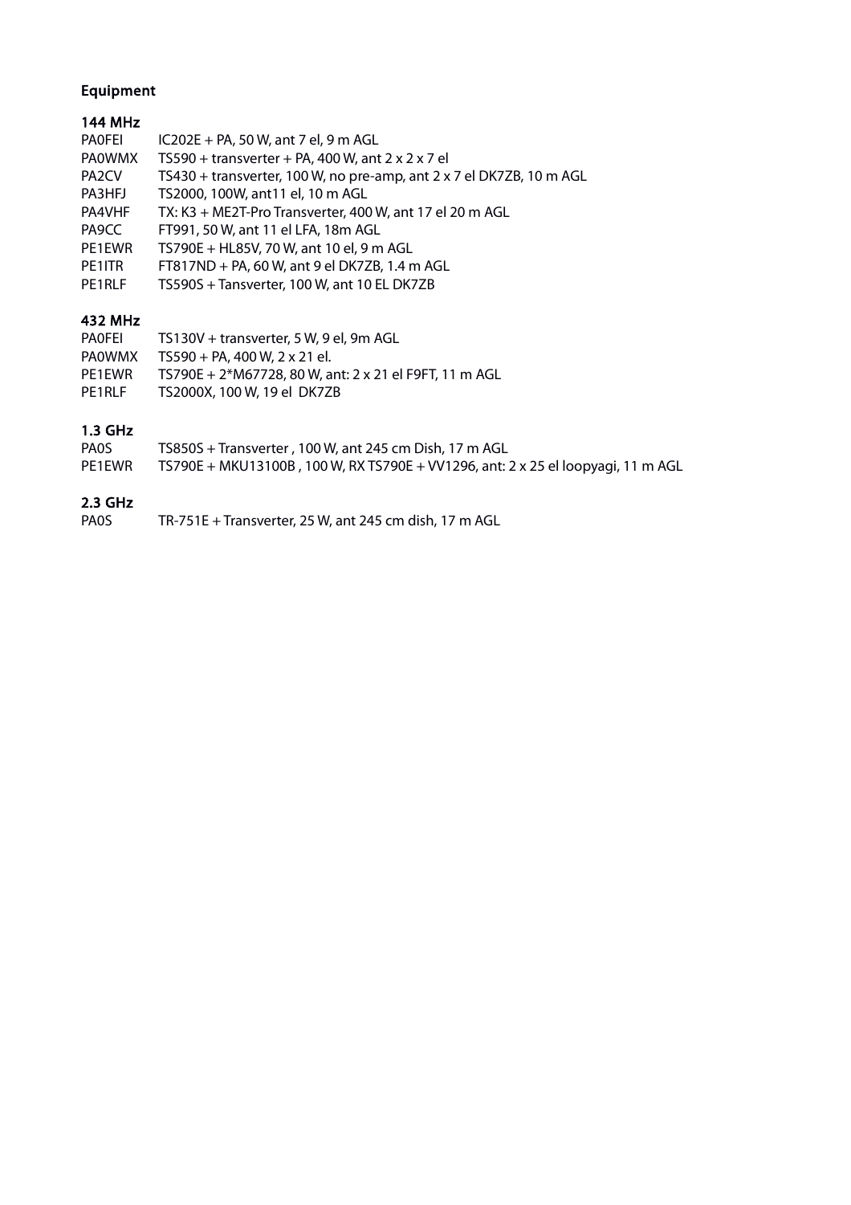## Equipment

### 144 MHz

| | |
|---|---|
| PA0FEI | IC202E + PA, 50 W, ant 7 el, 9 m AGL |
| PA0WMX | TS590 + transverter + PA, 400 W, ant 2 x 2 x 7 el |
| PA2CV | TS430 + transverter, 100 W, no pre-amp, ant 2 x 7 el DK7ZB, 10 m AGL |
| PA3HFJ | TS2000, 100W, ant11 el, 10 m AGL |
| PA4VHF | TX: K3 + ME2T-Pro Transverter, 400 W, ant 17 el 20 m AGL |
| PA9CC | FT991, 50 W, ant 11 el LFA, 18m AGL |
| PE1EWR | TS790E + HL85V, 70 W, ant 10 el, 9 m AGL |
| PE1ITR | FT817ND + PA, 60 W, ant 9 el DK7ZB, 1.4 m AGL |
| PE1RLF | TS590S + Tansverter, 100 W, ant 10 EL DK7ZB |

### 432 MHz

| | |
|---|---|
| PA0FEI | TS130V + transverter, 5 W, 9 el, 9m AGL |
| PA0WMX | TS590 + PA, 400 W, 2 x 21 el. |
| PE1EWR | TS790E + 2*M67728, 80 W, ant: 2 x 21 el F9FT, 11 m AGL |
| PE1RLF | TS2000X, 100 W, 19 el DK7ZB |

### 1.3 GHz

| | |
|---|---|
| PA0S | TS850S + Transverter , 100 W, ant 245 cm Dish, 17 m AGL |
| PE1EWR | TS790E + MKU13100B , 100 W, RX TS790E + VV1296, ant: 2 x 25 el loopyagi, 11 m AGL |

### 2.3 GHz

| | |
|---|---|
| PA0S | TR-751E + Transverter, 25 W, ant 245 cm dish, 17 m AGL |